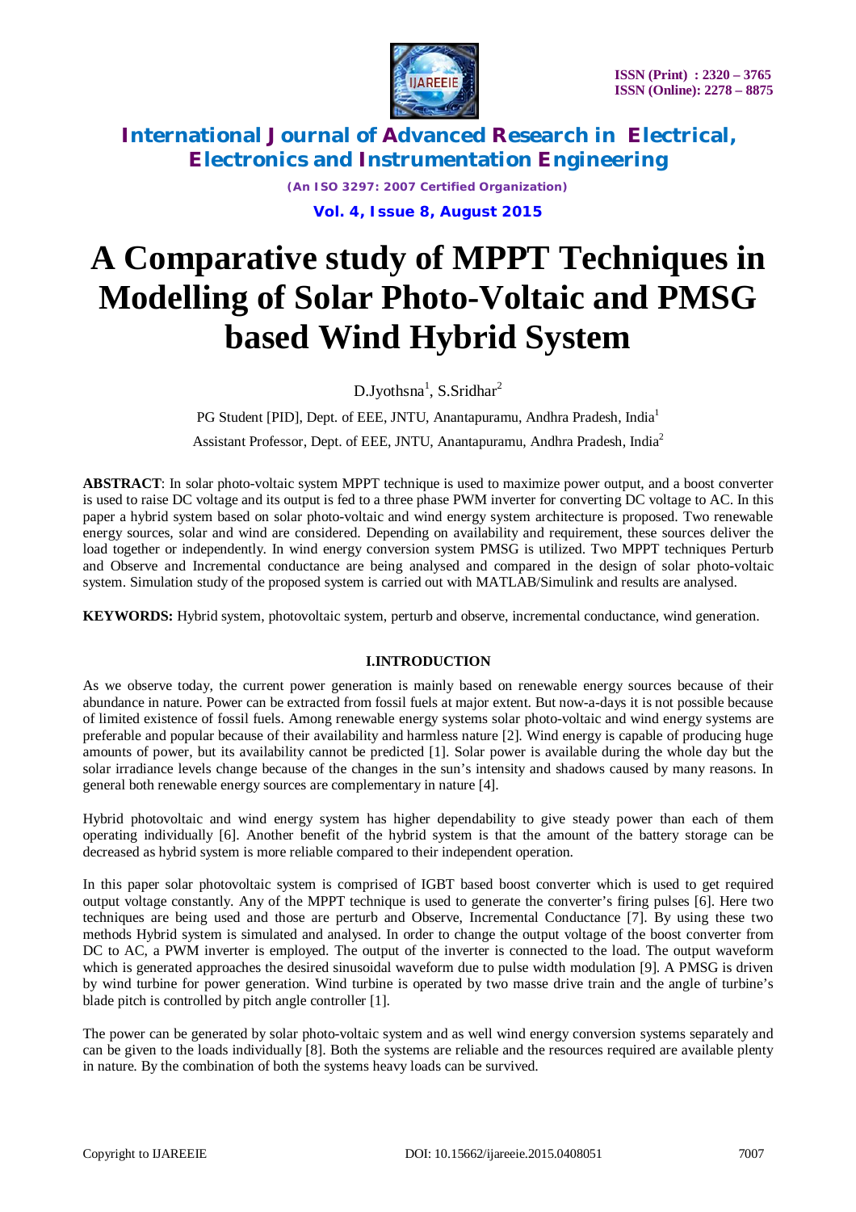# A Comparative study of MPPT Techniques in Modelling of Solar Photo-Voltaic and PMSG based Wind Hybrid System

D.Jyothsna[1], S.Sridhar[2]

PG Student [PID], Dept. of EEE, JNTU, Anantapuramu, Andhra Pradesh, India[1]

Assistant Professor, Dept. of EEE, JNTU, Anantapuramu, Andhra Pradesh, India[2]

**ABSTRACT**: In solar photo-voltaic system MPPT technique is used to maximize power output, and a boost converter is used to raise DC voltage and its output is fed to a three phase PWM inverter for converting DC voltage to AC. In this paper a hybrid system based on solar photo-voltaic and wind energy system architecture is proposed. Two renewable energy sources, solar and wind are considered. Depending on availability and requirement, these sources deliver the load together or independently. In wind energy conversion system PMSG is utilized. Two MPPT techniques Perturb and Observe and Incremental conductance are being analysed and compared in the design of solar photo-voltaic system. Simulation study of the proposed system is carried out with MATLAB/Simulink and results are analysed.

**KEYWORDS:** Hybrid system, photovoltaic system, perturb and observe, incremental conductance, wind generation.

## I.INTRODUCTION

As we observe today, the current power generation is mainly based on renewable energy sources because of their abundance in nature. Power can be extracted from fossil fuels at major extent. But now-a-days it is not possible because of limited existence of fossil fuels. Among renewable energy systems solar photo-voltaic and wind energy systems are preferable and popular because of their availability and harmless nature [2]. Wind energy is capable of producing huge amounts of power, but its availability cannot be predicted [1]. Solar power is available during the whole day but the solar irradiance levels change because of the changes in the sun's intensity and shadows caused by many reasons. In general both renewable energy sources are complementary in nature [4].

Hybrid photovoltaic and wind energy system has higher dependability to give steady power than each of them operating individually [6]. Another benefit of the hybrid system is that the amount of the battery storage can be decreased as hybrid system is more reliable compared to their independent operation.

In this paper solar photovoltaic system is comprised of IGBT based boost converter which is used to get required output voltage constantly. Any of the MPPT technique is used to generate the converter's firing pulses [6]. Here two techniques are being used and those are perturb and Observe, Incremental Conductance [7]. By using these two methods Hybrid system is simulated and analysed. In order to change the output voltage of the boost converter from DC to AC, a PWM inverter is employed. The output of the inverter is connected to the load. The output waveform which is generated approaches the desired sinusoidal waveform due to pulse width modulation [9]. A PMSG is driven by wind turbine for power generation. Wind turbine is operated by two masse drive train and the angle of turbine's blade pitch is controlled by pitch angle controller [1].

The power can be generated by solar photo-voltaic system and as well wind energy conversion systems separately and can be given to the loads individually [8]. Both the systems are reliable and the resources required are available plenty in nature. By the combination of both the systems heavy loads can be survived.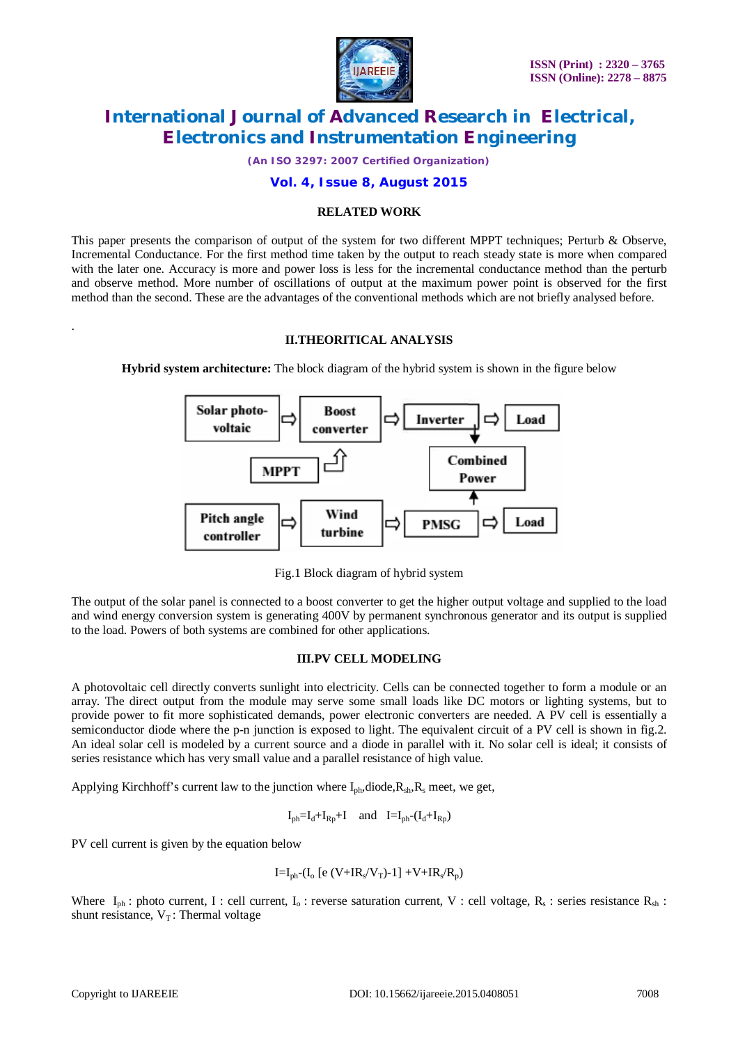## RELATED WORK

This paper presents the comparison of output of the system for two different MPPT techniques; Perturb & Observe, Incremental Conductance. For the first method time taken by the output to reach steady state is more when compared with the later one. Accuracy is more and power loss is less for the incremental conductance method than the perturb and observe method. More number of oscillations of output at the maximum power point is observed for the first method than the second. These are the advantages of the conventional methods which are not briefly analysed before.

## II.THEORITICAL ANALYSIS

**Hybrid system architecture:** The block diagram of the hybrid system is shown in the figure below

Fig.1 Block diagram of hybrid system

The output of the solar panel is connected to a boost converter to get the higher output voltage and supplied to the load and wind energy conversion system is generating 400V by permanent synchronous generator and its output is supplied to the load. Powers of both systems are combined for other applications.

## III.PV CELL MODELING

A photovoltaic cell directly converts sunlight into electricity. Cells can be connected together to form a module or an array. The direct output from the module may serve some small loads like DC motors or lighting systems, but to provide power to fit more sophisticated demands, power electronic converters are needed. A PV cell is essentially a semiconductor diode where the p-n junction is exposed to light. The equivalent circuit of a PV cell is shown in fig.2. An ideal solar cell is modeled by a current source and a diode in parallel with it. No solar cell is ideal; it consists of series resistance which has very small value and a parallel resistance of high value.

Applying Kirchhoff's current law to the junction where $I_{ph}$,diode,$R_{sh}$,$R_s$ meet, we get,

$$I_{ph}=I_d+I_{Rp}+I \quad \text{and} \quad I=I_{ph}-(I_d+I_{Rp})$$

PV cell current is given by the equation below

$$I=I_{ph}-(I_o\ [e\ (V+IR_s/V_T)-1]\ +V+IR_s/R_p)$$

Where $I_{ph}$ : photo current, I : cell current, $I_o$ : reverse saturation current, V : cell voltage, $R_s$ : series resistance $R_{sh}$ : shunt resistance, $V_T$ : Thermal voltage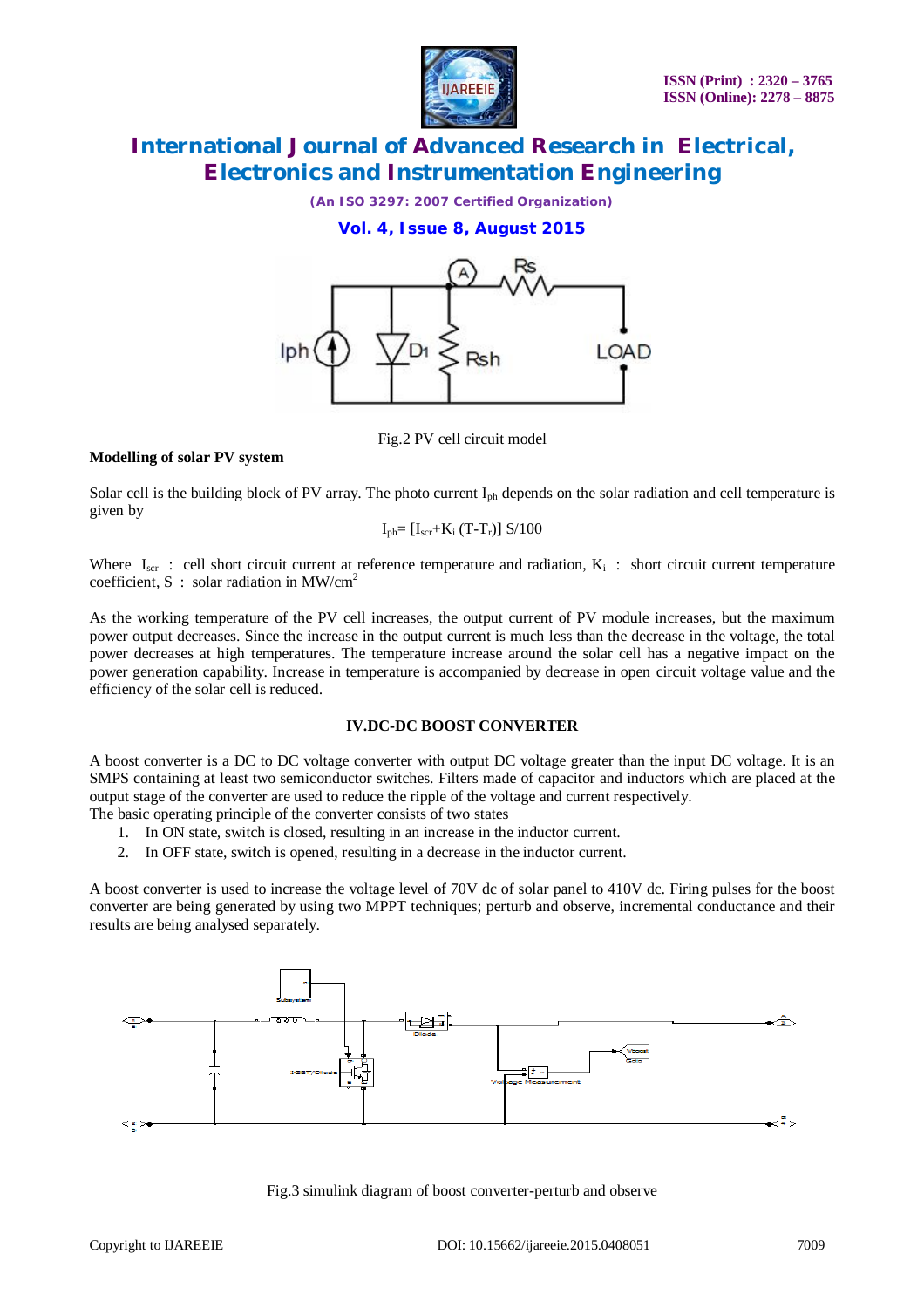Fig.2 PV cell circuit model

**Modelling of solar PV system**

Solar cell is the building block of PV array. The photo current $I_{ph}$ depends on the solar radiation and cell temperature is given by

$$I_{ph}= [I_{scr}+K_i (T-T_r)] S/100$$

Where $I_{scr}$ : cell short circuit current at reference temperature and radiation, $K_i$ : short circuit current temperature coefficient, S : solar radiation in $MW/cm^2$

As the working temperature of the PV cell increases, the output current of PV module increases, but the maximum power output decreases. Since the increase in the output current is much less than the decrease in the voltage, the total power decreases at high temperatures. The temperature increase around the solar cell has a negative impact on the power generation capability. Increase in temperature is accompanied by decrease in open circuit voltage value and the efficiency of the solar cell is reduced.

## IV.DC-DC BOOST CONVERTER

A boost converter is a DC to DC voltage converter with output DC voltage greater than the input DC voltage. It is an SMPS containing at least two semiconductor switches. Filters made of capacitor and inductors which are placed at the output stage of the converter are used to reduce the ripple of the voltage and current respectively.
The basic operating principle of the converter consists of two states

1. In ON state, switch is closed, resulting in an increase in the inductor current.
2. In OFF state, switch is opened, resulting in a decrease in the inductor current.

A boost converter is used to increase the voltage level of 70V dc of solar panel to 410V dc. Firing pulses for the boost converter are being generated by using two MPPT techniques; perturb and observe, incremental conductance and their results are being analysed separately.

Fig.3 simulink diagram of boost converter-perturb and observe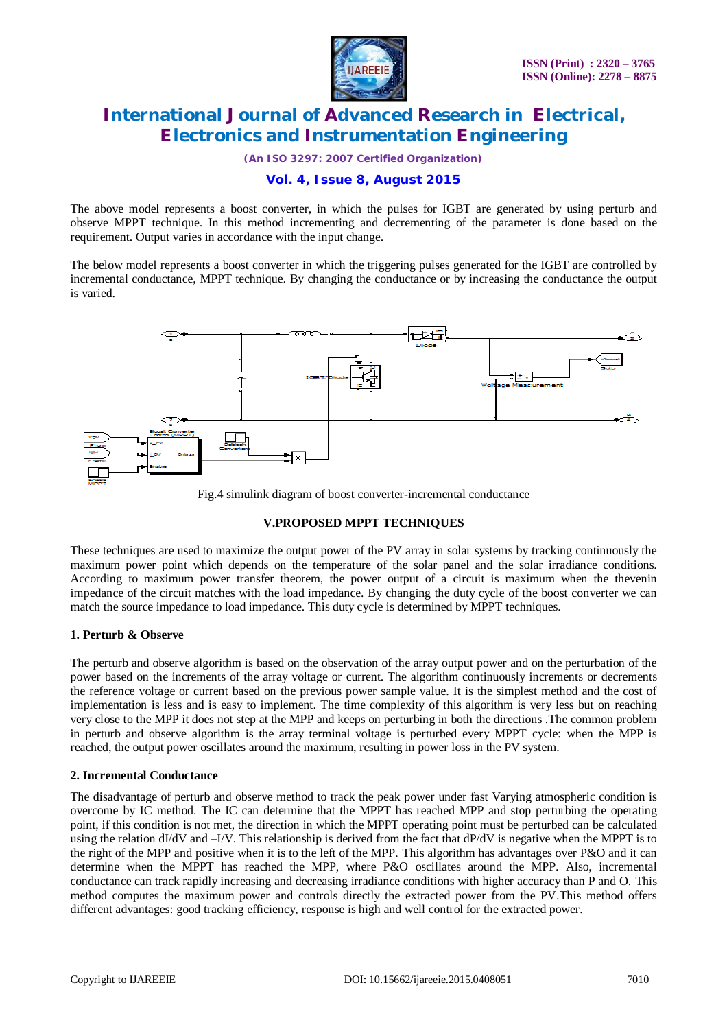The above model represents a boost converter, in which the pulses for IGBT are generated by using perturb and observe MPPT technique. In this method incrementing and decrementing of the parameter is done based on the requirement. Output varies in accordance with the input change.

The below model represents a boost converter in which the triggering pulses generated for the IGBT are controlled by incremental conductance, MPPT technique. By changing the conductance or by increasing the conductance the output is varied.

Fig.4 simulink diagram of boost converter-incremental conductance

## V.PROPOSED MPPT TECHNIQUES

These techniques are used to maximize the output power of the PV array in solar systems by tracking continuously the maximum power point which depends on the temperature of the solar panel and the solar irradiance conditions. According to maximum power transfer theorem, the power output of a circuit is maximum when the thevenin impedance of the circuit matches with the load impedance. By changing the duty cycle of the boost converter we can match the source impedance to load impedance. This duty cycle is determined by MPPT techniques.

### 1. Perturb & Observe

The perturb and observe algorithm is based on the observation of the array output power and on the perturbation of the power based on the increments of the array voltage or current. The algorithm continuously increments or decrements the reference voltage or current based on the previous power sample value. It is the simplest method and the cost of implementation is less and is easy to implement. The time complexity of this algorithm is very less but on reaching very close to the MPP it does not step at the MPP and keeps on perturbing in both the directions .The common problem in perturb and observe algorithm is the array terminal voltage is perturbed every MPPT cycle: when the MPP is reached, the output power oscillates around the maximum, resulting in power loss in the PV system.

### 2. Incremental Conductance

The disadvantage of perturb and observe method to track the peak power under fast Varying atmospheric condition is overcome by IC method. The IC can determine that the MPPT has reached MPP and stop perturbing the operating point, if this condition is not met, the direction in which the MPPT operating point must be perturbed can be calculated using the relation $dI/dV$ and $-I/V$. This relationship is derived from the fact that $dP/dV$ is negative when the MPPT is to the right of the MPP and positive when it is to the left of the MPP. This algorithm has advantages over P&O and it can determine when the MPPT has reached the MPP, where P&O oscillates around the MPP. Also, incremental conductance can track rapidly increasing and decreasing irradiance conditions with higher accuracy than P and O. This method computes the maximum power and controls directly the extracted power from the PV.This method offers different advantages: good tracking efficiency, response is high and well control for the extracted power.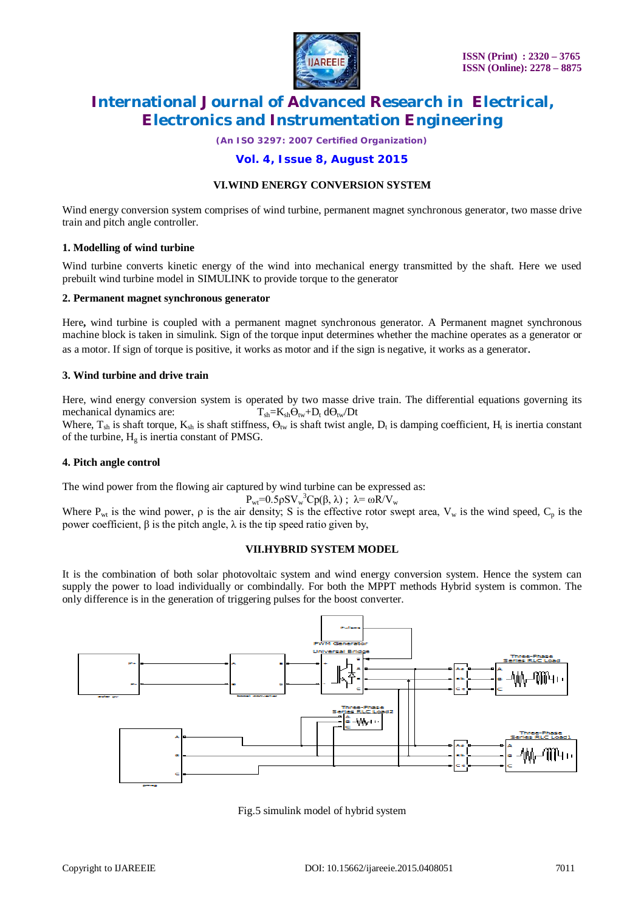## VI.WIND ENERGY CONVERSION SYSTEM

Wind energy conversion system comprises of wind turbine, permanent magnet synchronous generator, two masse drive train and pitch angle controller.

### 1. Modelling of wind turbine

Wind turbine converts kinetic energy of the wind into mechanical energy transmitted by the shaft. Here we used prebuilt wind turbine model in SIMULINK to provide torque to the generator

### 2. Permanent magnet synchronous generator

Here**,** wind turbine is coupled with a permanent magnet synchronous generator. A Permanent magnet synchronous machine block is taken in simulink. Sign of the torque input determines whether the machine operates as a generator or as a motor. If sign of torque is positive, it works as motor and if the sign is negative, it works as a generator.

### 3. Wind turbine and drive train

Here, wind energy conversion system is operated by two masse drive train. The differential equations governing its mechanical dynamics are:

$$T_{sh}=K_{sh}\Theta_{tw}+D_t\, d\Theta_{tw}/Dt$$

Where, $T_{sh}$ is shaft torque, $K_{sh}$ is shaft stiffness, $\Theta_{tw}$ is shaft twist angle, $D_t$ is damping coefficient, $H_t$ is inertia constant of the turbine, $H_g$ is inertia constant of PMSG.

### 4. Pitch angle control

The wind power from the flowing air captured by wind turbine can be expressed as:

$$P_{wt}=0.5\rho S V_w^3 Cp(\beta, \lambda) \; ; \; \lambda= \omega R/V_w$$

Where $P_{wt}$ is the wind power, $\rho$ is the air density; S is the effective rotor swept area, $V_w$ is the wind speed, $C_p$ is the power coefficient, $\beta$ is the pitch angle, $\lambda$ is the tip speed ratio given by,

## VII.HYBRID SYSTEM MODEL

It is the combination of both solar photovoltaic system and wind energy conversion system. Hence the system can supply the power to load individually or combindally. For both the MPPT methods Hybrid system is common. The only difference is in the generation of triggering pulses for the boost converter.

Fig.5 simulink model of hybrid system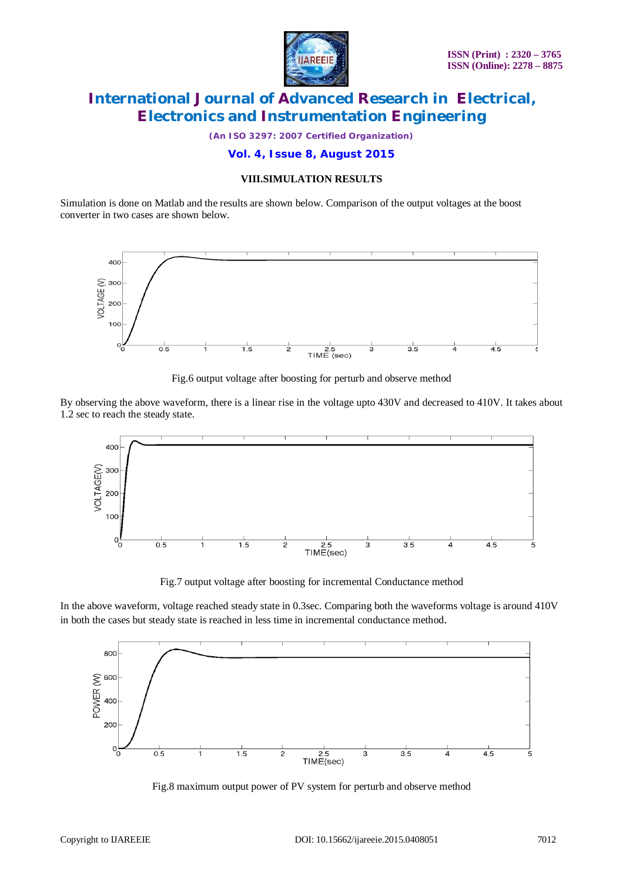## VIII.SIMULATION RESULTS

Simulation is done on Matlab and the results are shown below. Comparison of the output voltages at the boost converter in two cases are shown below.

Fig.6 output voltage after boosting for perturb and observe method

By observing the above waveform, there is a linear rise in the voltage upto 430V and decreased to 410V. It takes about 1.2 sec to reach the steady state.

Fig.7 output voltage after boosting for incremental Conductance method

In the above waveform, voltage reached steady state in 0.3sec. Comparing both the waveforms voltage is around 410V in both the cases but steady state is reached in less time in incremental conductance method.

Fig.8 maximum output power of PV system for perturb and observe method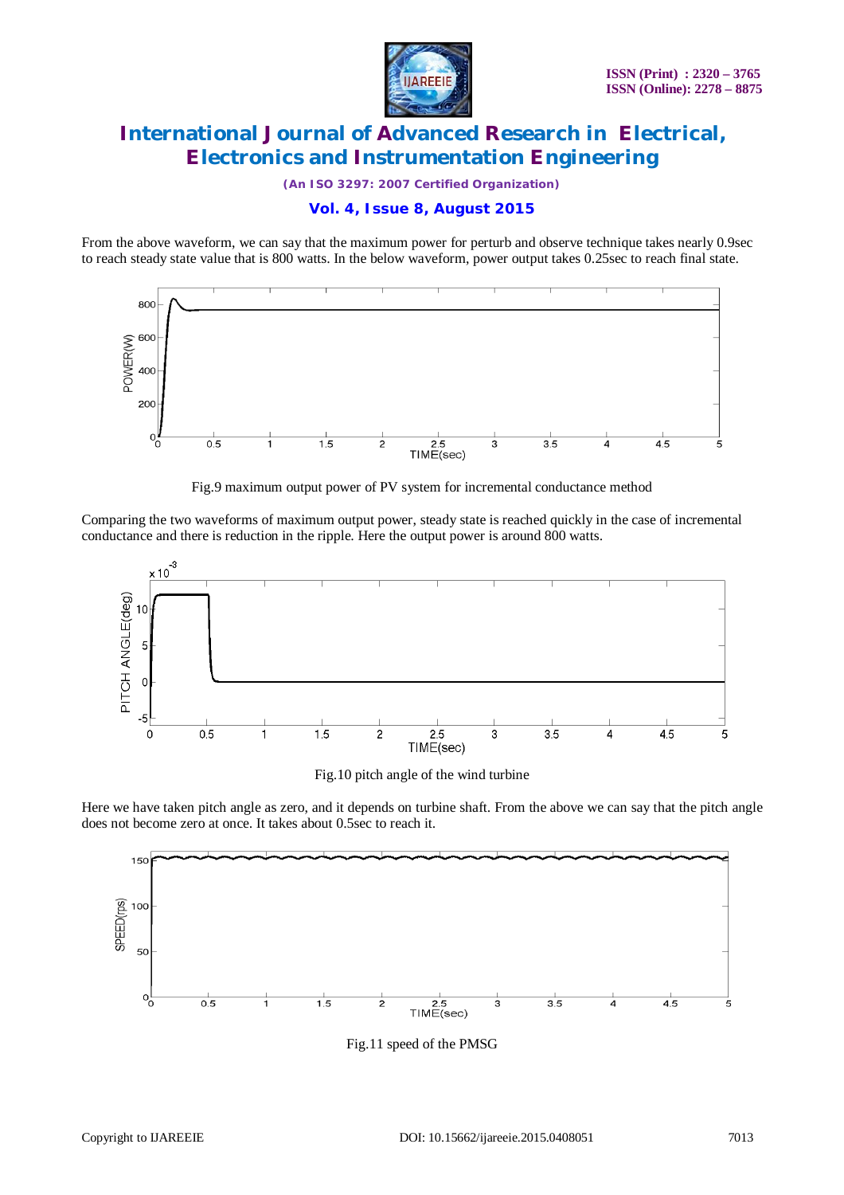From the above waveform, we can say that the maximum power for perturb and observe technique takes nearly 0.9sec to reach steady state value that is 800 watts. In the below waveform, power output takes 0.25sec to reach final state.

Fig.9 maximum output power of PV system for incremental conductance method

Comparing the two waveforms of maximum output power, steady state is reached quickly in the case of incremental conductance and there is reduction in the ripple. Here the output power is around 800 watts.

Fig.10 pitch angle of the wind turbine

Here we have taken pitch angle as zero, and it depends on turbine shaft. From the above we can say that the pitch angle does not become zero at once. It takes about 0.5sec to reach it.

Fig.11 speed of the PMSG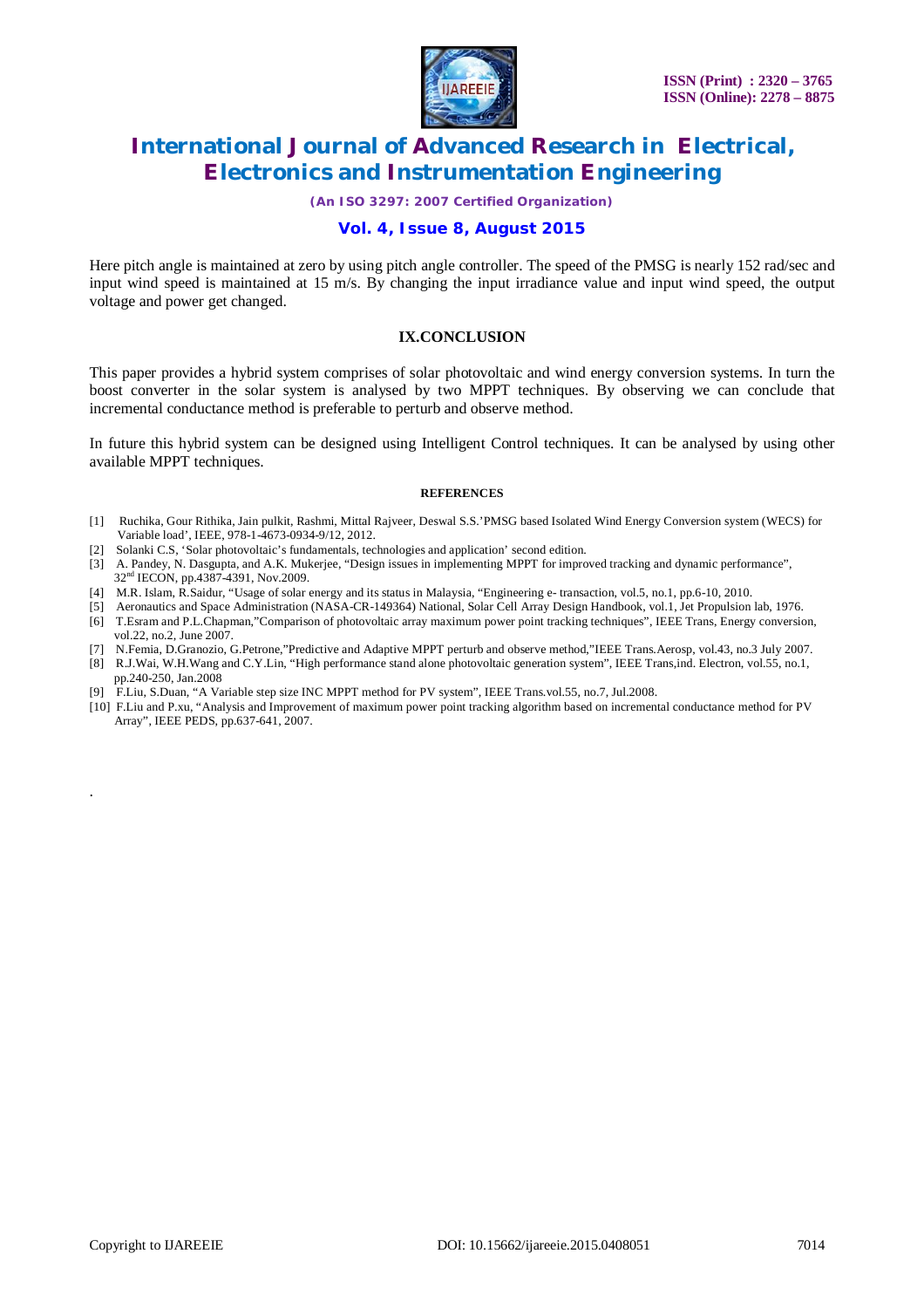Here pitch angle is maintained at zero by using pitch angle controller. The speed of the PMSG is nearly 152 rad/sec and input wind speed is maintained at 15 m/s. By changing the input irradiance value and input wind speed, the output voltage and power get changed.

## IX.CONCLUSION

This paper provides a hybrid system comprises of solar photovoltaic and wind energy conversion systems. In turn the boost converter in the solar system is analysed by two MPPT techniques. By observing we can conclude that incremental conductance method is preferable to perturb and observe method.

In future this hybrid system can be designed using Intelligent Control techniques. It can be analysed by using other available MPPT techniques.

### REFERENCES

[1] Ruchika, Gour Rithika, Jain pulkit, Rashmi, Mittal Rajveer, Deswal S.S.'PMSG based Isolated Wind Energy Conversion system (WECS) for Variable load', IEEE, 978-1-4673-0934-9/12, 2012.

[2] Solanki C.S, 'Solar photovoltaic's fundamentals, technologies and application' second edition.

[3] A. Pandey, N. Dasgupta, and A.K. Mukerjee, "Design issues in implementing MPPT for improved tracking and dynamic performance", 32nd IECON, pp.4387-4391, Nov.2009.

[4] M.R. Islam, R.Saidur, "Usage of solar energy and its status in Malaysia, "Engineering e- transaction, vol.5, no.1, pp.6-10, 2010.

[5] Aeronautics and Space Administration (NASA-CR-149364) National, Solar Cell Array Design Handbook, vol.1, Jet Propulsion lab, 1976.

[6] T.Esram and P.L.Chapman,"Comparison of photovoltaic array maximum power point tracking techniques", IEEE Trans, Energy conversion, vol.22, no.2, June 2007.

[7] N.Femia, D.Granozio, G.Petrone,"Predictive and Adaptive MPPT perturb and observe method,"IEEE Trans.Aerosp, vol.43, no.3 July 2007.

[8] R.J.Wai, W.H.Wang and C.Y.Lin, "High performance stand alone photovoltaic generation system", IEEE Trans,ind. Electron, vol.55, no.1, pp.240-250, Jan.2008

[9] F.Liu, S.Duan, "A Variable step size INC MPPT method for PV system", IEEE Trans.vol.55, no.7, Jul.2008.

[10] F.Liu and P.xu, "Analysis and Improvement of maximum power point tracking algorithm based on incremental conductance method for PV Array", IEEE PEDS, pp.637-641, 2007.